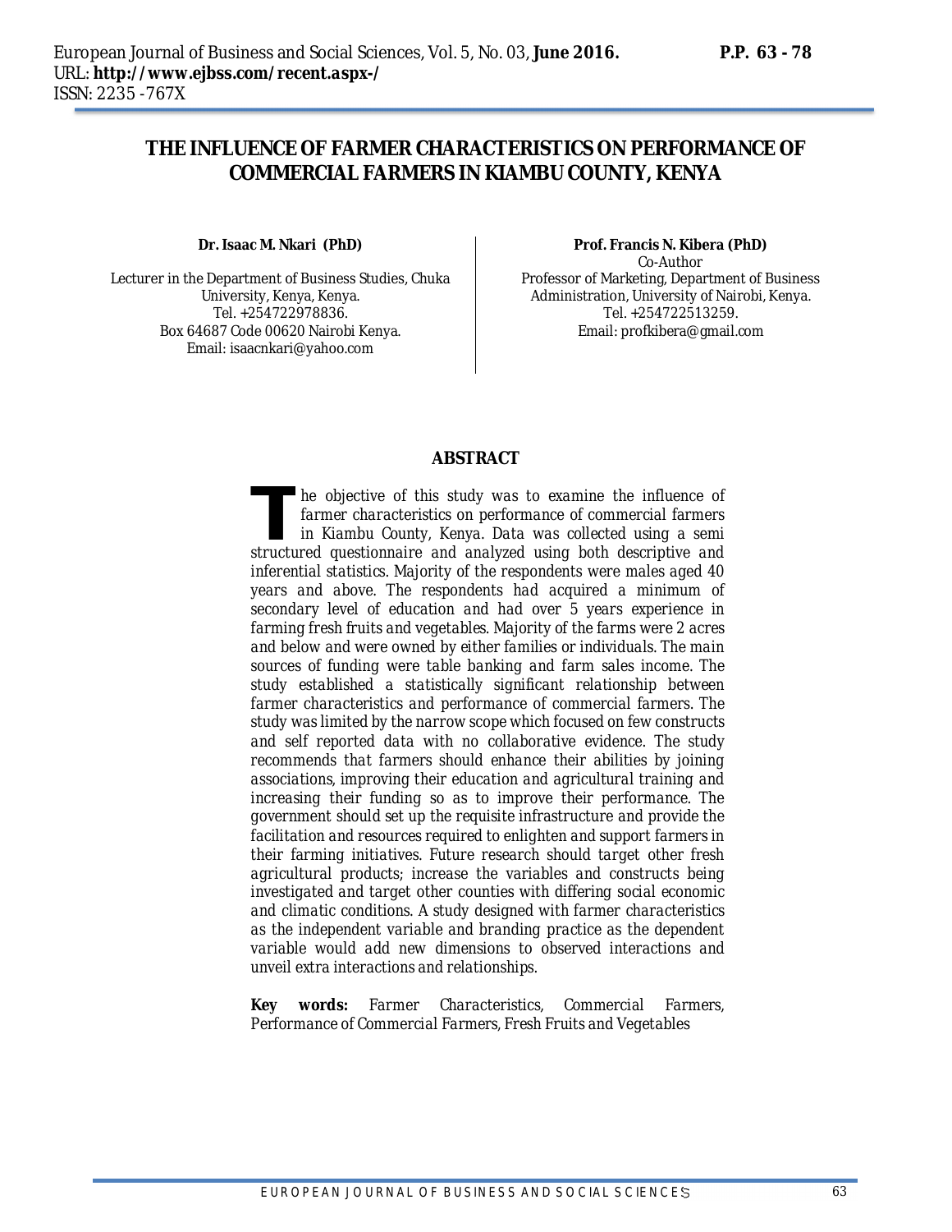# THE INFLUENCE OF FARMER CHARACTERISTICS ON PERFORMANCE OF COMMERCIAL FARMERS IN KIAMBU COUNTY, KENYA

**Dr. Isaac M. Nkari (PhD)**

Lecturer in the Department of Business Studies, Chuka University, Kenya, Kenya.
Tel. +254722978836.
Box 64687 Code 00620 Nairobi Kenya.
Email: isaacnkari@yahoo.com

**Prof. Francis N. Kibera (PhD)**

Co-Author
Professor of Marketing, Department of Business Administration, University of Nairobi, Kenya.
Tel. +254722513259.
Email: profkibera@gmail.com

## ABSTRACT

*The objective of this study was to examine the influence of farmer characteristics on performance of commercial farmers in Kiambu County, Kenya. Data was collected using a semi structured questionnaire and analyzed using both descriptive and inferential statistics. Majority of the respondents were males aged 40 years and above. The respondents had acquired a minimum of secondary level of education and had over 5 years experience in farming fresh fruits and vegetables. Majority of the farms were 2 acres and below and were owned by either families or individuals. The main sources of funding were table banking and farm sales income. The study established a statistically significant relationship between farmer characteristics and performance of commercial farmers. The study was limited by the narrow scope which focused on few constructs and self reported data with no collaborative evidence. The study recommends that farmers should enhance their abilities by joining associations, improving their education and agricultural training and increasing their funding so as to improve their performance. The government should set up the requisite infrastructure and provide the facilitation and resources required to enlighten and support farmers in their farming initiatives. Future research should target other fresh agricultural products; increase the variables and constructs being investigated and target other counties with differing social economic and climatic conditions. A study designed with farmer characteristics as the independent variable and branding practice as the dependent variable would add new dimensions to observed interactions and unveil extra interactions and relationships.*

**Key words:** *Farmer Characteristics, Commercial Farmers, Performance of Commercial Farmers, Fresh Fruits and Vegetables*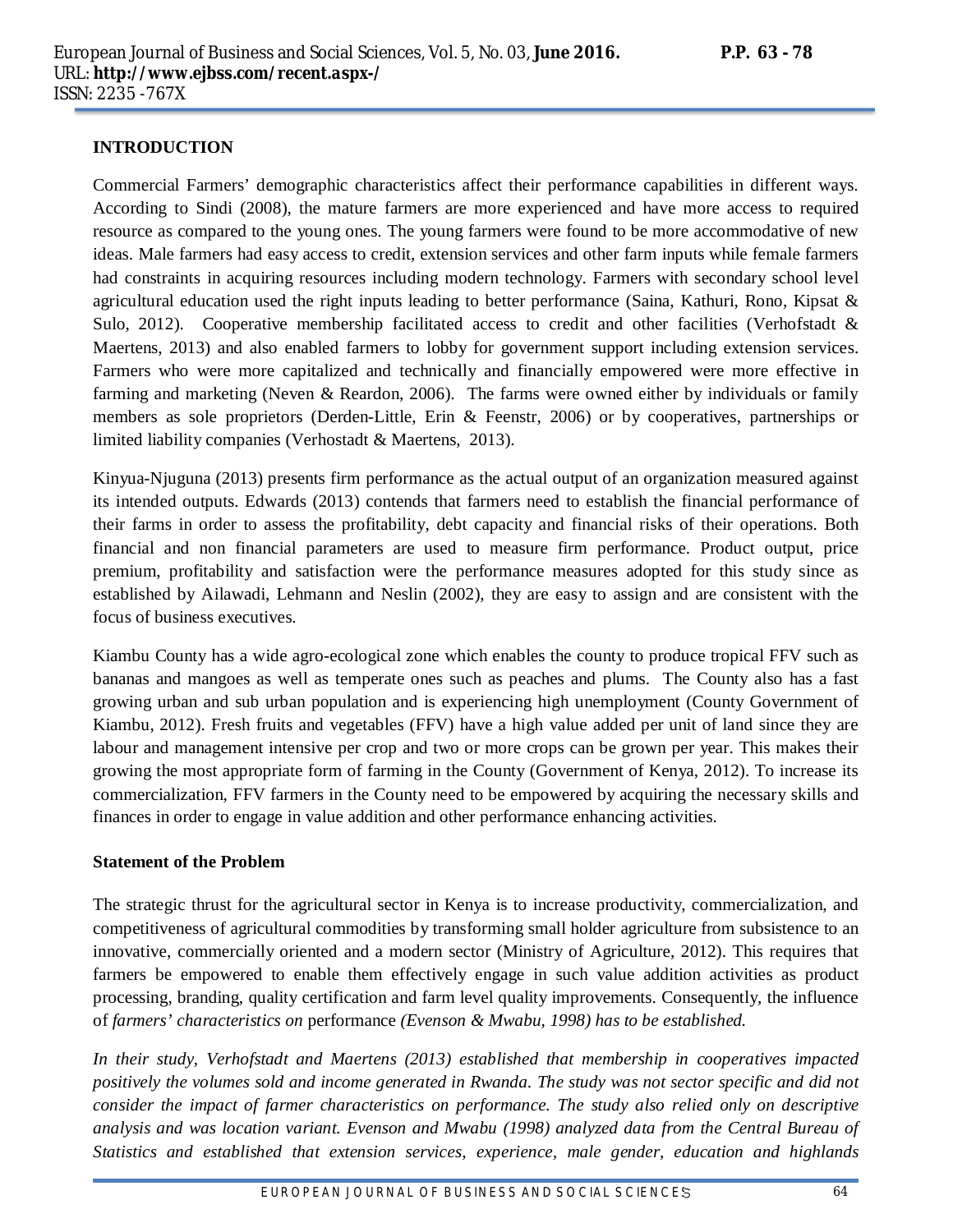## INTRODUCTION

Commercial Farmers' demographic characteristics affect their performance capabilities in different ways. According to Sindi (2008), the mature farmers are more experienced and have more access to required resource as compared to the young ones. The young farmers were found to be more accommodative of new ideas. Male farmers had easy access to credit, extension services and other farm inputs while female farmers had constraints in acquiring resources including modern technology. Farmers with secondary school level agricultural education used the right inputs leading to better performance (Saina, Kathuri, Rono, Kipsat & Sulo, 2012). Cooperative membership facilitated access to credit and other facilities (Verhofstadt & Maertens, 2013) and also enabled farmers to lobby for government support including extension services. Farmers who were more capitalized and technically and financially empowered were more effective in farming and marketing (Neven & Reardon, 2006). The farms were owned either by individuals or family members as sole proprietors (Derden-Little, Erin & Feenstr, 2006) or by cooperatives, partnerships or limited liability companies (Verhostadt & Maertens, 2013).

Kinyua-Njuguna (2013) presents firm performance as the actual output of an organization measured against its intended outputs. Edwards (2013) contends that farmers need to establish the financial performance of their farms in order to assess the profitability, debt capacity and financial risks of their operations. Both financial and non financial parameters are used to measure firm performance. Product output, price premium, profitability and satisfaction were the performance measures adopted for this study since as established by Ailawadi, Lehmann and Neslin (2002), they are easy to assign and are consistent with the focus of business executives.

Kiambu County has a wide agro-ecological zone which enables the county to produce tropical FFV such as bananas and mangoes as well as temperate ones such as peaches and plums. The County also has a fast growing urban and sub urban population and is experiencing high unemployment (County Government of Kiambu, 2012). Fresh fruits and vegetables (FFV) have a high value added per unit of land since they are labour and management intensive per crop and two or more crops can be grown per year. This makes their growing the most appropriate form of farming in the County (Government of Kenya, 2012). To increase its commercialization, FFV farmers in the County need to be empowered by acquiring the necessary skills and finances in order to engage in value addition and other performance enhancing activities.

### Statement of the Problem

The strategic thrust for the agricultural sector in Kenya is to increase productivity, commercialization, and competitiveness of agricultural commodities by transforming small holder agriculture from subsistence to an innovative, commercially oriented and a modern sector (Ministry of Agriculture, 2012). This requires that farmers be empowered to enable them effectively engage in such value addition activities as product processing, branding, quality certification and farm level quality improvements. Consequently, the influence of *farmers' characteristics on* performance *(Evenson & Mwabu, 1998) has to be established.*

*In their study, Verhofstadt and Maertens (2013) established that membership in cooperatives impacted positively the volumes sold and income generated in Rwanda. The study was not sector specific and did not consider the impact of farmer characteristics on performance. The study also relied only on descriptive analysis and was location variant. Evenson and Mwabu (1998) analyzed data from the Central Bureau of Statistics and established that extension services, experience, male gender, education and highlands*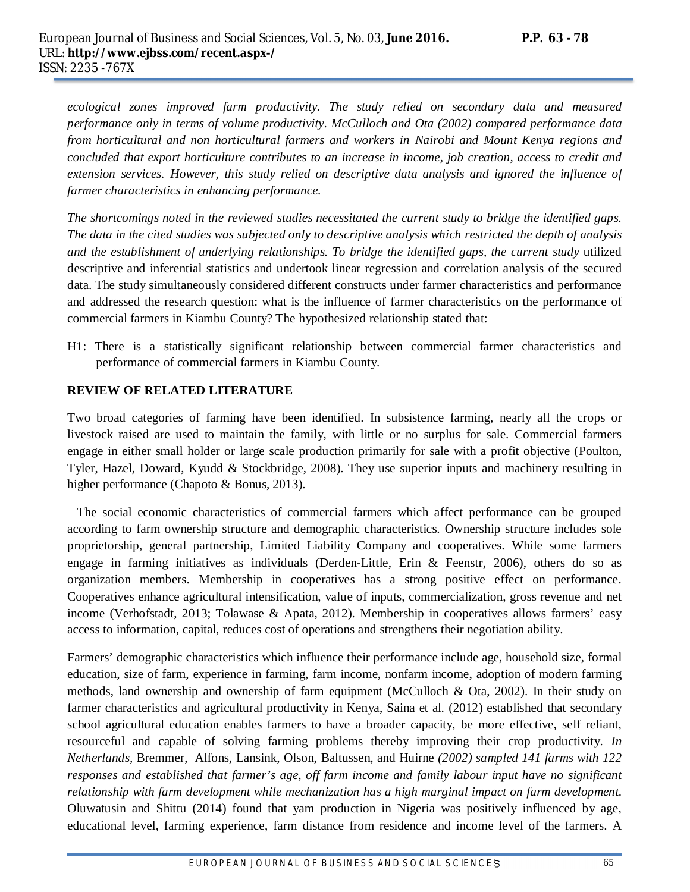*ecological zones improved farm productivity. The study relied on secondary data and measured performance only in terms of volume productivity. McCulloch and Ota (2002) compared performance data from horticultural and non horticultural farmers and workers in Nairobi and Mount Kenya regions and concluded that export horticulture contributes to an increase in income, job creation, access to credit and extension services. However, this study relied on descriptive data analysis and ignored the influence of farmer characteristics in enhancing performance.*

*The shortcomings noted in the reviewed studies necessitated the current study to bridge the identified gaps. The data in the cited studies was subjected only to descriptive analysis which restricted the depth of analysis and the establishment of underlying relationships. To bridge the identified gaps, the current study* utilized descriptive and inferential statistics and undertook linear regression and correlation analysis of the secured data. The study simultaneously considered different constructs under farmer characteristics and performance and addressed the research question: what is the influence of farmer characteristics on the performance of commercial farmers in Kiambu County? The hypothesized relationship stated that:

H1: There is a statistically significant relationship between commercial farmer characteristics and performance of commercial farmers in Kiambu County.

## REVIEW OF RELATED LITERATURE

Two broad categories of farming have been identified. In subsistence farming, nearly all the crops or livestock raised are used to maintain the family, with little or no surplus for sale. Commercial farmers engage in either small holder or large scale production primarily for sale with a profit objective (Poulton, Tyler, Hazel, Doward, Kyudd & Stockbridge, 2008). They use superior inputs and machinery resulting in higher performance (Chapoto & Bonus, 2013).

The social economic characteristics of commercial farmers which affect performance can be grouped according to farm ownership structure and demographic characteristics. Ownership structure includes sole proprietorship, general partnership, Limited Liability Company and cooperatives. While some farmers engage in farming initiatives as individuals (Derden-Little, Erin & Feenstr, 2006), others do so as organization members. Membership in cooperatives has a strong positive effect on performance. Cooperatives enhance agricultural intensification, value of inputs, commercialization, gross revenue and net income (Verhofstadt, 2013; Tolawase & Apata, 2012). Membership in cooperatives allows farmers' easy access to information, capital, reduces cost of operations and strengthens their negotiation ability.

Farmers' demographic characteristics which influence their performance include age, household size, formal education, size of farm, experience in farming, farm income, nonfarm income, adoption of modern farming methods, land ownership and ownership of farm equipment (McCulloch & Ota, 2002). In their study on farmer characteristics and agricultural productivity in Kenya, Saina et al. (2012) established that secondary school agricultural education enables farmers to have a broader capacity, be more effective, self reliant, resourceful and capable of solving farming problems thereby improving their crop productivity. *In Netherlands*, Bremmer, Alfons, Lansink, Olson, Baltussen, and Huirne *(2002) sampled 141 farms with 122 responses and established that farmer's age, off farm income and family labour input have no significant relationship with farm development while mechanization has a high marginal impact on farm development.* Oluwatusin and Shittu (2014) found that yam production in Nigeria was positively influenced by age, educational level, farming experience, farm distance from residence and income level of the farmers. A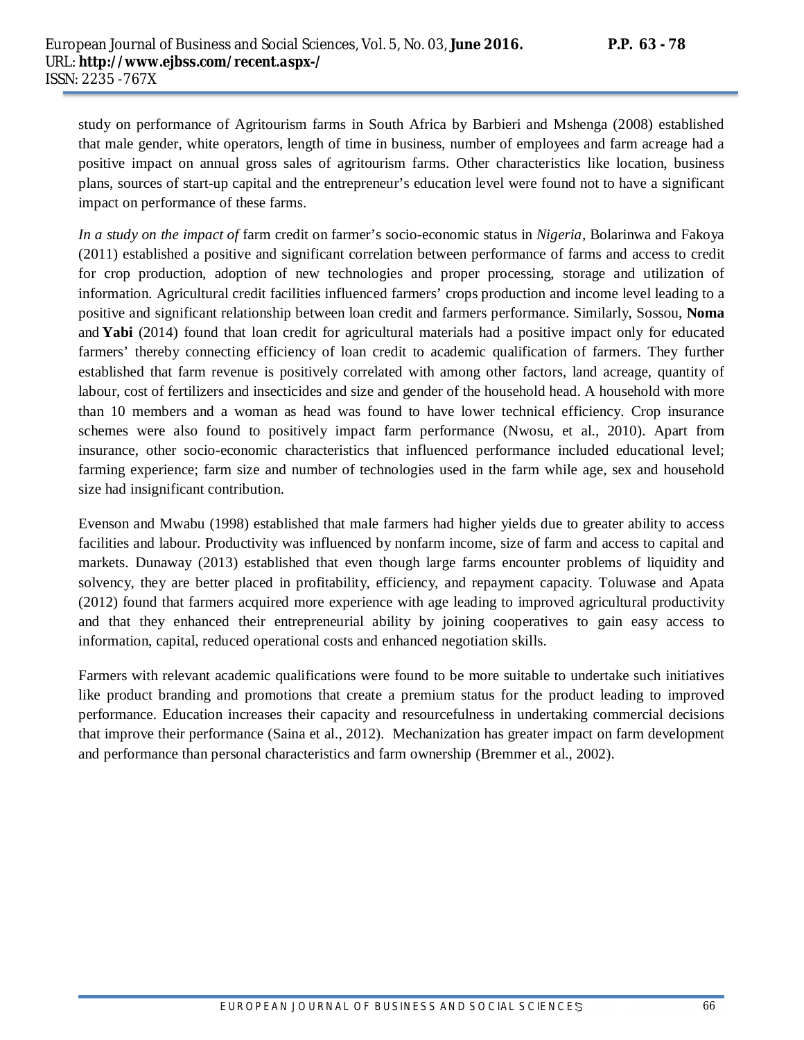study on performance of Agritourism farms in South Africa by Barbieri and Mshenga (2008) established that male gender, white operators, length of time in business, number of employees and farm acreage had a positive impact on annual gross sales of agritourism farms. Other characteristics like location, business plans, sources of start-up capital and the entrepreneur's education level were found not to have a significant impact on performance of these farms.

*In a study on the impact of* farm credit on farmer's socio-economic status in *Nigeria*, Bolarinwa and Fakoya (2011) established a positive and significant correlation between performance of farms and access to credit for crop production, adoption of new technologies and proper processing, storage and utilization of information. Agricultural credit facilities influenced farmers' crops production and income level leading to a positive and significant relationship between loan credit and farmers performance. Similarly, Sossou, **Noma** and **Yabi** (2014) found that loan credit for agricultural materials had a positive impact only for educated farmers' thereby connecting efficiency of loan credit to academic qualification of farmers. They further established that farm revenue is positively correlated with among other factors, land acreage, quantity of labour, cost of fertilizers and insecticides and size and gender of the household head. A household with more than 10 members and a woman as head was found to have lower technical efficiency. Crop insurance schemes were also found to positively impact farm performance (Nwosu, et al., 2010). Apart from insurance, other socio-economic characteristics that influenced performance included educational level; farming experience; farm size and number of technologies used in the farm while age, sex and household size had insignificant contribution.

Evenson and Mwabu (1998) established that male farmers had higher yields due to greater ability to access facilities and labour. Productivity was influenced by nonfarm income, size of farm and access to capital and markets. Dunaway (2013) established that even though large farms encounter problems of liquidity and solvency, they are better placed in profitability, efficiency, and repayment capacity. Toluwase and Apata (2012) found that farmers acquired more experience with age leading to improved agricultural productivity and that they enhanced their entrepreneurial ability by joining cooperatives to gain easy access to information, capital, reduced operational costs and enhanced negotiation skills.

Farmers with relevant academic qualifications were found to be more suitable to undertake such initiatives like product branding and promotions that create a premium status for the product leading to improved performance. Education increases their capacity and resourcefulness in undertaking commercial decisions that improve their performance (Saina et al., 2012). Mechanization has greater impact on farm development and performance than personal characteristics and farm ownership (Bremmer et al., 2002).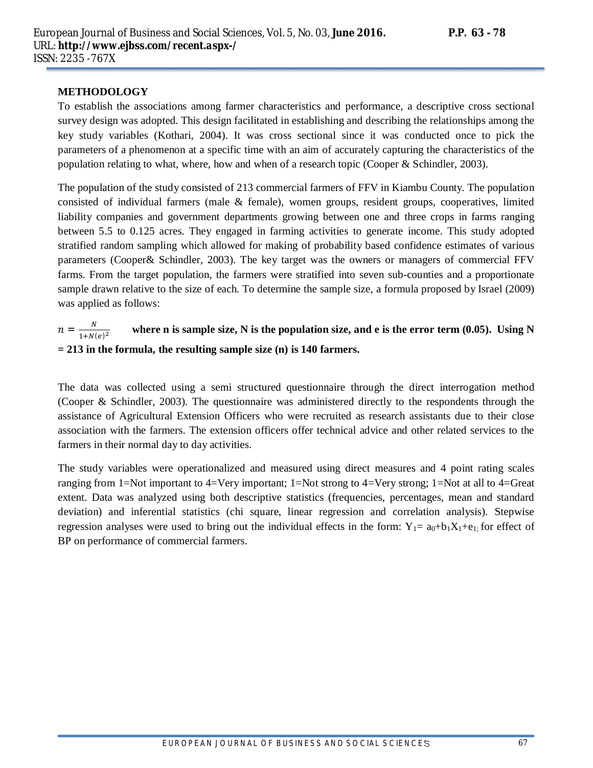## METHODOLOGY

To establish the associations among farmer characteristics and performance, a descriptive cross sectional survey design was adopted. This design facilitated in establishing and describing the relationships among the key study variables (Kothari, 2004). It was cross sectional since it was conducted once to pick the parameters of a phenomenon at a specific time with an aim of accurately capturing the characteristics of the population relating to what, where, how and when of a research topic (Cooper & Schindler, 2003).

The population of the study consisted of 213 commercial farmers of FFV in Kiambu County. The population consisted of individual farmers (male & female), women groups, resident groups, cooperatives, limited liability companies and government departments growing between one and three crops in farms ranging between 5.5 to 0.125 acres. They engaged in farming activities to generate income. This study adopted stratified random sampling which allowed for making of probability based confidence estimates of various parameters (Cooper& Schindler, 2003). The key target was the owners or managers of commercial FFV farms. From the target population, the farmers were stratified into seven sub-counties and a proportionate sample drawn relative to the size of each. To determine the sample size, a formula proposed by Israel (2009) was applied as follows:

$n = \frac{N}{1+N(e)^2}$ **where n is sample size, N is the population size, and e is the error term (0.05). Using N = 213 in the formula, the resulting sample size (n) is 140 farmers.**

The data was collected using a semi structured questionnaire through the direct interrogation method (Cooper & Schindler, 2003). The questionnaire was administered directly to the respondents through the assistance of Agricultural Extension Officers who were recruited as research assistants due to their close association with the farmers. The extension officers offer technical advice and other related services to the farmers in their normal day to day activities.

The study variables were operationalized and measured using direct measures and 4 point rating scales ranging from 1=Not important to 4=Very important; 1=Not strong to 4=Very strong; 1=Not at all to 4=Great extent. Data was analyzed using both descriptive statistics (frequencies, percentages, mean and standard deviation) and inferential statistics (chi square, linear regression and correlation analysis). Stepwise regression analyses were used to bring out the individual effects in the form: $Y_1= a_0+b_1X_1+e_1$; for effect of BP on performance of commercial farmers.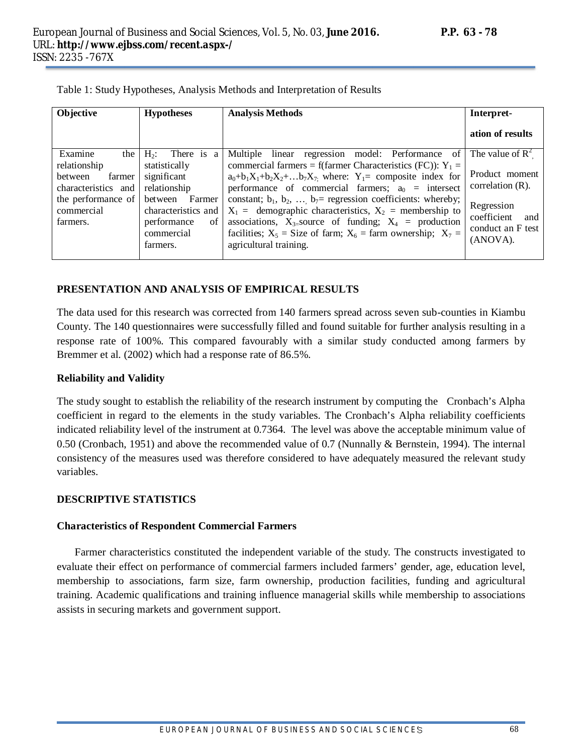Table 1: Study Hypotheses, Analysis Methods and Interpretation of Results

| Objective | Hypotheses | Analysis Methods | Interpretation of results |
|---|---|---|---|
| Examine the relationship between farmer characteristics and the performance of commercial farmers. | $H_2$: There is a statistically significant relationship between Farmer characteristics and performance of commercial farmers. | Multiple linear regression model: Performance of commercial farmers = f(farmer Characteristics (FC)): $Y_1 = a_0+b_1X_1+b_2X_2+\ldots b_7X_7$; where: $Y_1$= composite index for performance of commercial farmers; $a_0$ = intersect constant; $b_1, b_2, \ldots, b_7$= regression coefficients: whereby; $X_1$ = demographic characteristics, $X_2$ = membership to associations, $X_3$=source of funding; $X_4$ = production facilities; $X_5$ = Size of farm; $X_6$ = farm ownership; $X_7$ = agricultural training. | The value of $R^2$, Product moment correlation (R). Regression coefficient and conduct an F test (ANOVA). |

## PRESENTATION AND ANALYSIS OF EMPIRICAL RESULTS

The data used for this research was corrected from 140 farmers spread across seven sub-counties in Kiambu County. The 140 questionnaires were successfully filled and found suitable for further analysis resulting in a response rate of 100%. This compared favourably with a similar study conducted among farmers by Bremmer et al. (2002) which had a response rate of 86.5%.

### Reliability and Validity

The study sought to establish the reliability of the research instrument by computing the Cronbach's Alpha coefficient in regard to the elements in the study variables. The Cronbach's Alpha reliability coefficients indicated reliability level of the instrument at 0.7364. The level was above the acceptable minimum value of 0.50 (Cronbach, 1951) and above the recommended value of 0.7 (Nunnally & Bernstein, 1994). The internal consistency of the measures used was therefore considered to have adequately measured the relevant study variables.

## DESCRIPTIVE STATISTICS

### Characteristics of Respondent Commercial Farmers

Farmer characteristics constituted the independent variable of the study. The constructs investigated to evaluate their effect on performance of commercial farmers included farmers' gender, age, education level, membership to associations, farm size, farm ownership, production facilities, funding and agricultural training. Academic qualifications and training influence managerial skills while membership to associations assists in securing markets and government support.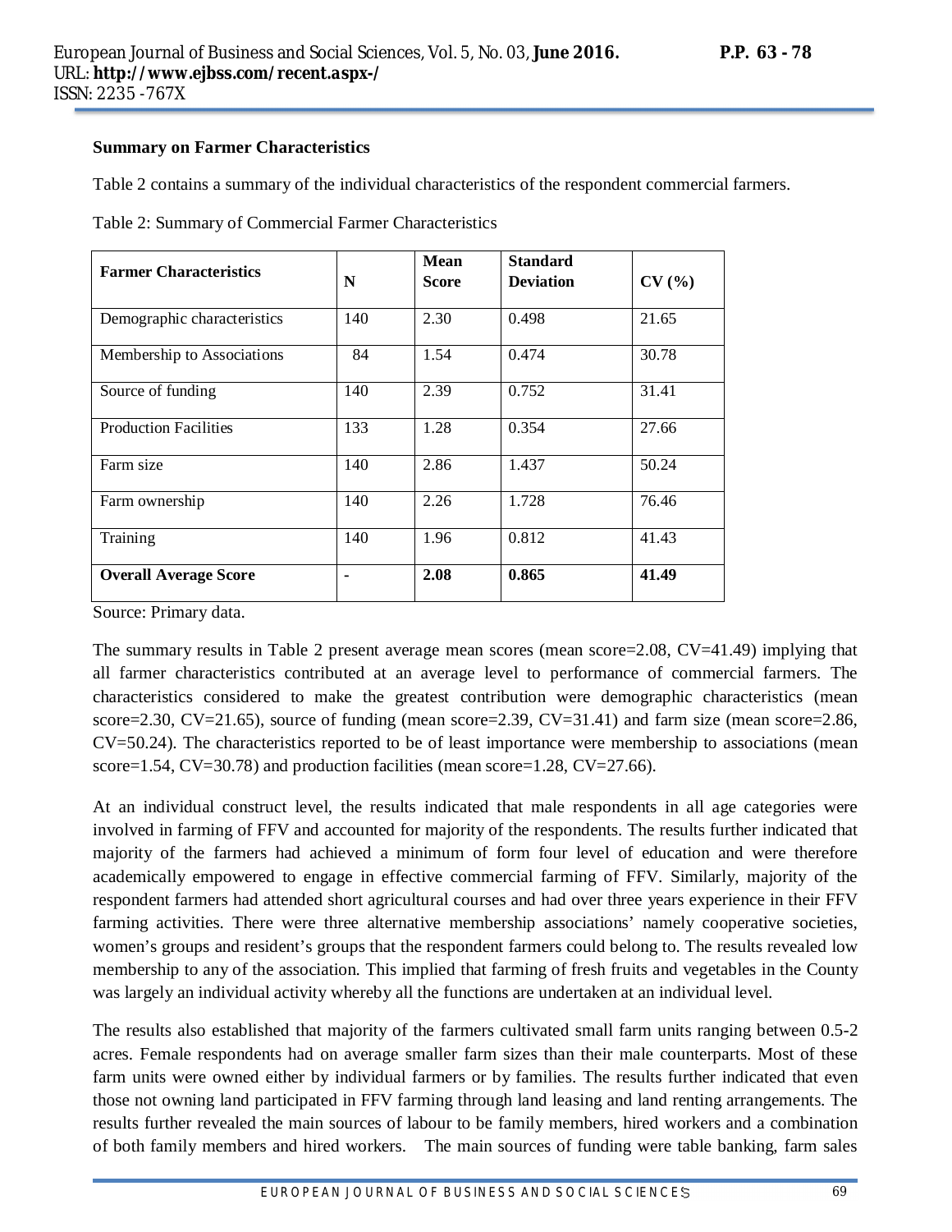**Summary on Farmer Characteristics**

Table 2 contains a summary of the individual characteristics of the respondent commercial farmers.

Table 2: Summary of Commercial Farmer Characteristics

| Farmer Characteristics | N | Mean Score | Standard Deviation | CV (%) |
|---|---|---|---|---|
| Demographic characteristics | 140 | 2.30 | 0.498 | 21.65 |
| Membership to Associations | 84 | 1.54 | 0.474 | 30.78 |
| Source of funding | 140 | 2.39 | 0.752 | 31.41 |
| Production Facilities | 133 | 1.28 | 0.354 | 27.66 |
| Farm size | 140 | 2.86 | 1.437 | 50.24 |
| Farm ownership | 140 | 2.26 | 1.728 | 76.46 |
| Training | 140 | 1.96 | 0.812 | 41.43 |
| **Overall Average Score** | - | **2.08** | **0.865** | **41.49** |

Source: Primary data.

The summary results in Table 2 present average mean scores (mean score=2.08, CV=41.49) implying that all farmer characteristics contributed at an average level to performance of commercial farmers. The characteristics considered to make the greatest contribution were demographic characteristics (mean score=2.30, CV=21.65), source of funding (mean score=2.39, CV=31.41) and farm size (mean score=2.86, CV=50.24). The characteristics reported to be of least importance were membership to associations (mean score=1.54, CV=30.78) and production facilities (mean score=1.28, CV=27.66).

At an individual construct level, the results indicated that male respondents in all age categories were involved in farming of FFV and accounted for majority of the respondents. The results further indicated that majority of the farmers had achieved a minimum of form four level of education and were therefore academically empowered to engage in effective commercial farming of FFV. Similarly, majority of the respondent farmers had attended short agricultural courses and had over three years experience in their FFV farming activities. There were three alternative membership associations' namely cooperative societies, women's groups and resident's groups that the respondent farmers could belong to. The results revealed low membership to any of the association. This implied that farming of fresh fruits and vegetables in the County was largely an individual activity whereby all the functions are undertaken at an individual level.

The results also established that majority of the farmers cultivated small farm units ranging between 0.5-2 acres. Female respondents had on average smaller farm sizes than their male counterparts. Most of these farm units were owned either by individual farmers or by families. The results further indicated that even those not owning land participated in FFV farming through land leasing and land renting arrangements. The results further revealed the main sources of labour to be family members, hired workers and a combination of both family members and hired workers. The main sources of funding were table banking, farm sales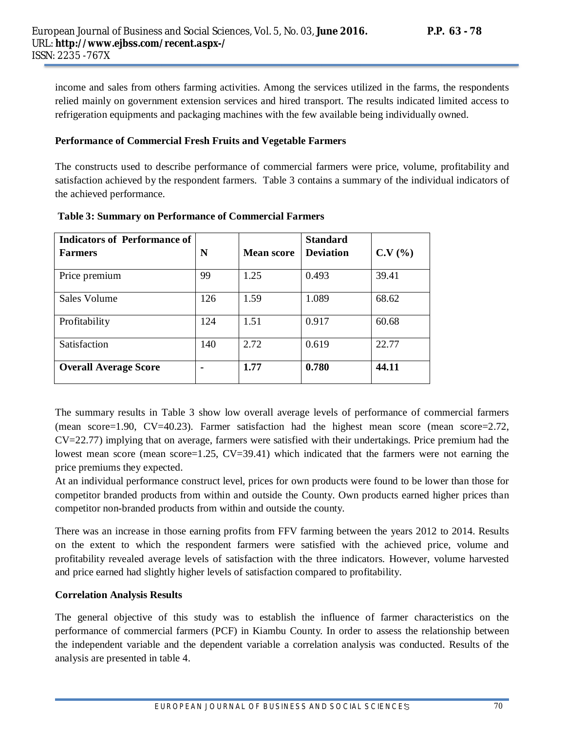income and sales from others farming activities. Among the services utilized in the farms, the respondents relied mainly on government extension services and hired transport. The results indicated limited access to refrigeration equipments and packaging machines with the few available being individually owned.

**Performance of Commercial Fresh Fruits and Vegetable Farmers**

The constructs used to describe performance of commercial farmers were price, volume, profitability and satisfaction achieved by the respondent farmers. Table 3 contains a summary of the individual indicators of the achieved performance.

**Table 3: Summary on Performance of Commercial Farmers**

| Indicators of Performance of Farmers | N | Mean score | Standard Deviation | C.V (%) |
|---|---|---|---|---|
| Price premium | 99 | 1.25 | 0.493 | 39.41 |
| Sales Volume | 126 | 1.59 | 1.089 | 68.62 |
| Profitability | 124 | 1.51 | 0.917 | 60.68 |
| Satisfaction | 140 | 2.72 | 0.619 | 22.77 |
| **Overall Average Score** | **-** | **1.77** | **0.780** | **44.11** |

The summary results in Table 3 show low overall average levels of performance of commercial farmers (mean score=1.90, CV=40.23). Farmer satisfaction had the highest mean score (mean score=2.72, CV=22.77) implying that on average, farmers were satisfied with their undertakings. Price premium had the lowest mean score (mean score=1.25, CV=39.41) which indicated that the farmers were not earning the price premiums they expected.

At an individual performance construct level, prices for own products were found to be lower than those for competitor branded products from within and outside the County. Own products earned higher prices than competitor non-branded products from within and outside the county.

There was an increase in those earning profits from FFV farming between the years 2012 to 2014. Results on the extent to which the respondent farmers were satisfied with the achieved price, volume and profitability revealed average levels of satisfaction with the three indicators. However, volume harvested and price earned had slightly higher levels of satisfaction compared to profitability.

**Correlation Analysis Results**

The general objective of this study was to establish the influence of farmer characteristics on the performance of commercial farmers (PCF) in Kiambu County. In order to assess the relationship between the independent variable and the dependent variable a correlation analysis was conducted. Results of the analysis are presented in table 4.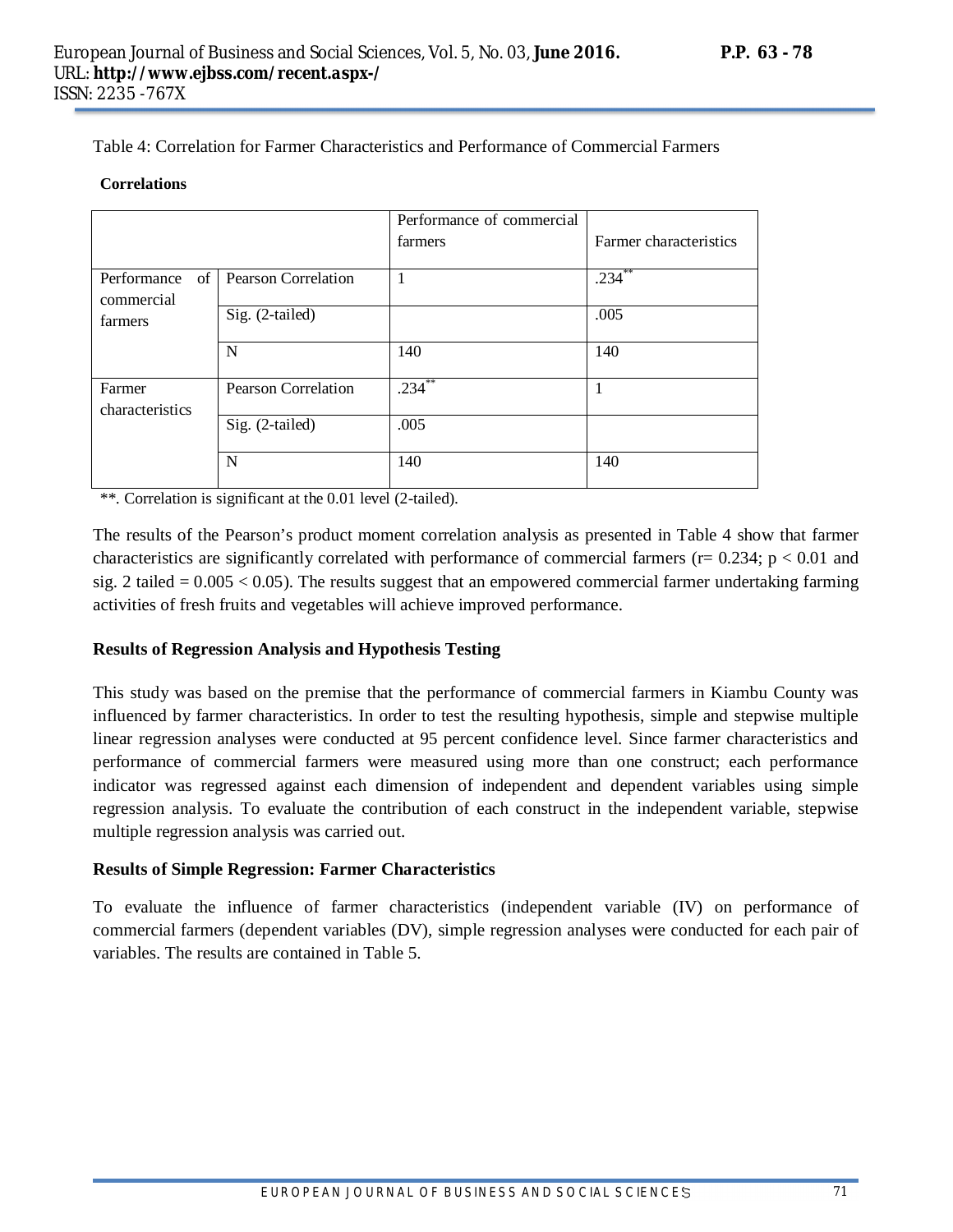Table 4: Correlation for Farmer Characteristics and Performance of Commercial Farmers

**Correlations**

| | | Performance of commercial farmers | Farmer characteristics |
|---|---|---|---|
| Performance of commercial farmers | Pearson Correlation | 1 | .234** |
| | Sig. (2-tailed) | | .005 |
| | N | 140 | 140 |
| Farmer characteristics | Pearson Correlation | .234** | 1 |
| | Sig. (2-tailed) | .005 | |
| | N | 140 | 140 |

**. Correlation is significant at the 0.01 level (2-tailed).

The results of the Pearson's product moment correlation analysis as presented in Table 4 show that farmer characteristics are significantly correlated with performance of commercial farmers ($r= 0.234$; $p < 0.01$ and sig. 2 tailed $= 0.005 < 0.05$). The results suggest that an empowered commercial farmer undertaking farming activities of fresh fruits and vegetables will achieve improved performance.

**Results of Regression Analysis and Hypothesis Testing**

This study was based on the premise that the performance of commercial farmers in Kiambu County was influenced by farmer characteristics. In order to test the resulting hypothesis, simple and stepwise multiple linear regression analyses were conducted at 95 percent confidence level. Since farmer characteristics and performance of commercial farmers were measured using more than one construct; each performance indicator was regressed against each dimension of independent and dependent variables using simple regression analysis. To evaluate the contribution of each construct in the independent variable, stepwise multiple regression analysis was carried out.

**Results of Simple Regression: Farmer Characteristics**

To evaluate the influence of farmer characteristics (independent variable (IV) on performance of commercial farmers (dependent variables (DV), simple regression analyses were conducted for each pair of variables. The results are contained in Table 5.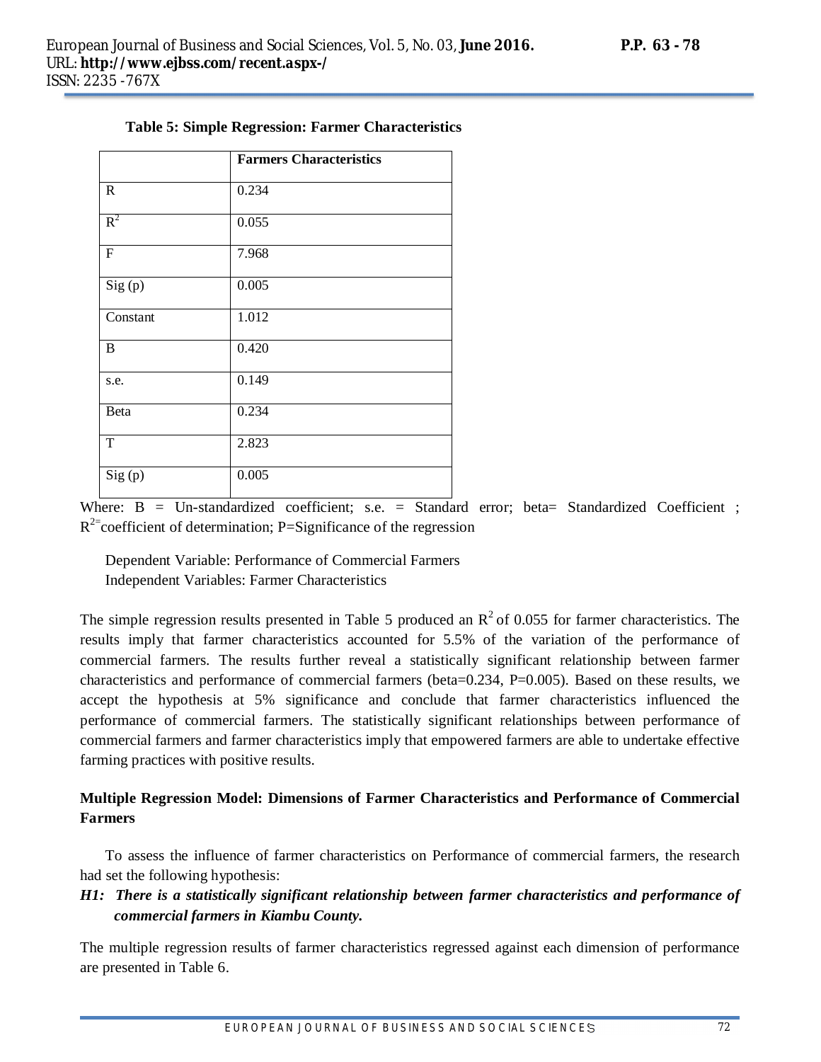**Table 5: Simple Regression: Farmer Characteristics**

| | Farmers Characteristics |
|---|---|
| R | 0.234 |
| $R^2$ | 0.055 |
| F | 7.968 |
| Sig (p) | 0.005 |
| Constant | 1.012 |
| B | 0.420 |
| s.e. | 0.149 |
| Beta | 0.234 |
| T | 2.823 |
| Sig (p) | 0.005 |

Where: B = Un-standardized coefficient; s.e. = Standard error; beta= Standardized Coefficient ; $R^2$=coefficient of determination; P=Significance of the regression

Dependent Variable: Performance of Commercial Farmers
Independent Variables: Farmer Characteristics

The simple regression results presented in Table 5 produced an $R^2$ of 0.055 for farmer characteristics. The results imply that farmer characteristics accounted for 5.5% of the variation of the performance of commercial farmers. The results further reveal a statistically significant relationship between farmer characteristics and performance of commercial farmers (beta=0.234, P=0.005). Based on these results, we accept the hypothesis at 5% significance and conclude that farmer characteristics influenced the performance of commercial farmers. The statistically significant relationships between performance of commercial farmers and farmer characteristics imply that empowered farmers are able to undertake effective farming practices with positive results.

**Multiple Regression Model: Dimensions of Farmer Characteristics and Performance of Commercial Farmers**

To assess the influence of farmer characteristics on Performance of commercial farmers, the research had set the following hypothesis:

***H1: There is a statistically significant relationship between farmer characteristics and performance of commercial farmers in Kiambu County.***

The multiple regression results of farmer characteristics regressed against each dimension of performance are presented in Table 6.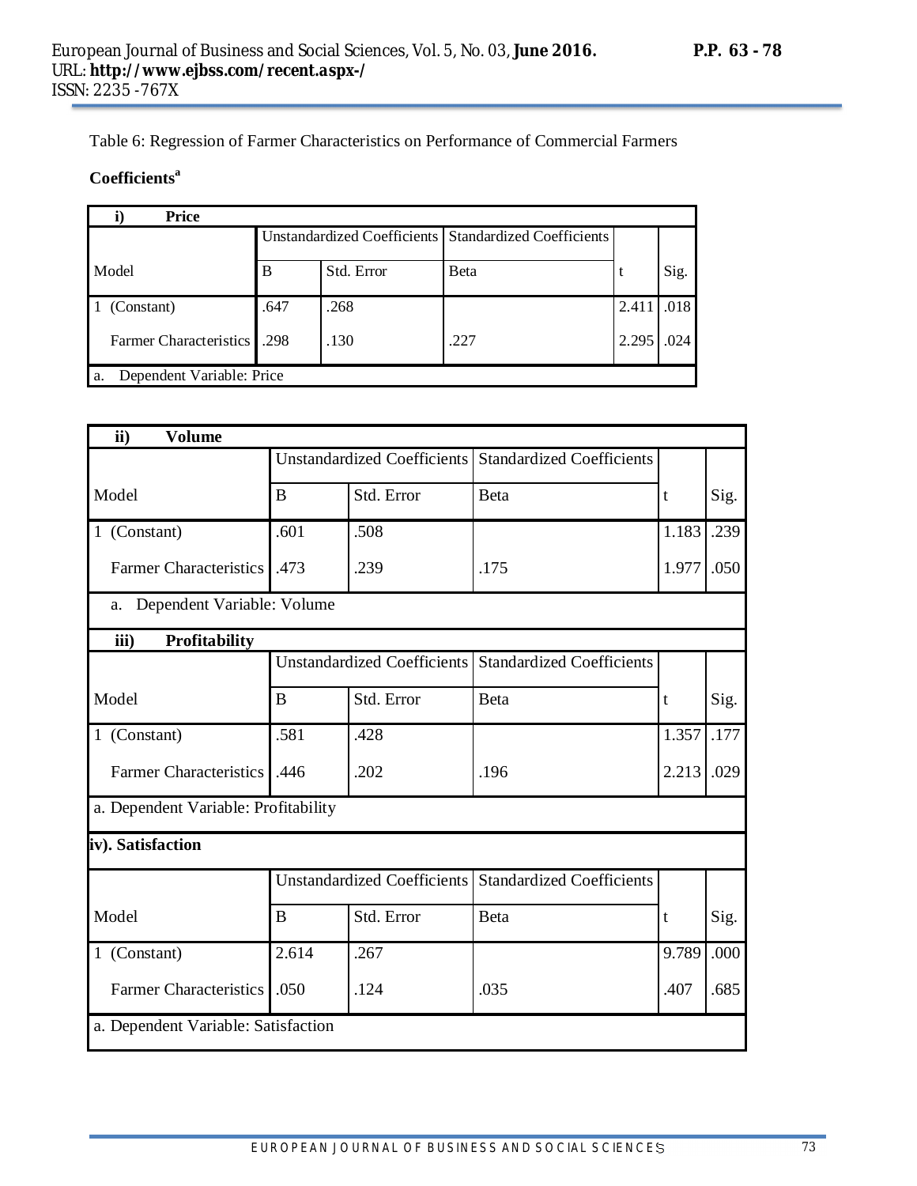Table 6: Regression of Farmer Characteristics on Performance of Commercial Farmers

**Coefficients[a]**

**i) Price**

| Model | Unstandardized Coefficients | | Standardized Coefficients | t | Sig. |
|---|---|---|---|---|---|
| | B | Std. Error | Beta | | |
| 1 (Constant) | .647 | .268 | | 2.411 | .018 |
| Farmer Characteristics | .298 | .130 | .227 | 2.295 | .024 |

a. Dependent Variable: Price

**ii) Volume**

| Model | Unstandardized Coefficients | | Standardized Coefficients | t | Sig. |
|---|---|---|---|---|---|
| | B | Std. Error | Beta | | |
| 1 (Constant) | .601 | .508 | | 1.183 | .239 |
| Farmer Characteristics | .473 | .239 | .175 | 1.977 | .050 |

a. Dependent Variable: Volume

**iii) Profitability**

| Model | Unstandardized Coefficients | | Standardized Coefficients | t | Sig. |
|---|---|---|---|---|---|
| | B | Std. Error | Beta | | |
| 1 (Constant) | .581 | .428 | | 1.357 | .177 |
| Farmer Characteristics | .446 | .202 | .196 | 2.213 | .029 |

a. Dependent Variable: Profitability

**iv). Satisfaction**

| Model | Unstandardized Coefficients | | Standardized Coefficients | t | Sig. |
|---|---|---|---|---|---|
| | B | Std. Error | Beta | | |
| 1 (Constant) | 2.614 | .267 | | 9.789 | .000 |
| Farmer Characteristics | .050 | .124 | .035 | .407 | .685 |

a. Dependent Variable: Satisfaction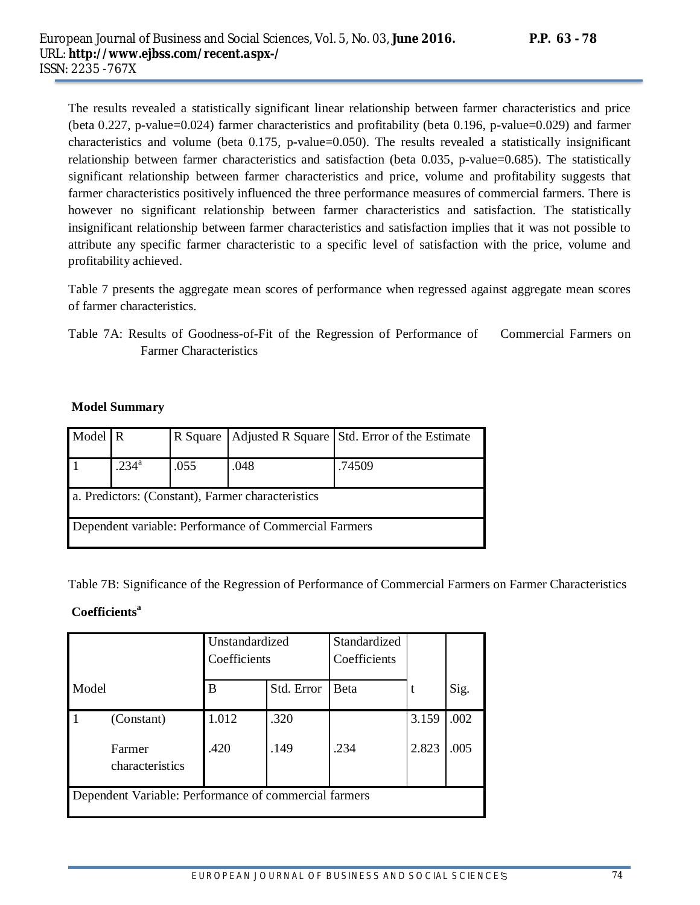The results revealed a statistically significant linear relationship between farmer characteristics and price (beta 0.227, p-value=0.024) farmer characteristics and profitability (beta 0.196, p-value=0.029) and farmer characteristics and volume (beta 0.175, p-value=0.050). The results revealed a statistically insignificant relationship between farmer characteristics and satisfaction (beta 0.035, p-value=0.685). The statistically significant relationship between farmer characteristics and price, volume and profitability suggests that farmer characteristics positively influenced the three performance measures of commercial farmers. There is however no significant relationship between farmer characteristics and satisfaction. The statistically insignificant relationship between farmer characteristics and satisfaction implies that it was not possible to attribute any specific farmer characteristic to a specific level of satisfaction with the price, volume and profitability achieved.

Table 7 presents the aggregate mean scores of performance when regressed against aggregate mean scores of farmer characteristics.

Table 7A: Results of Goodness-of-Fit of the Regression of Performance of Commercial Farmers on Farmer Characteristics

**Model Summary**

| Model | R | R Square | Adjusted R Square | Std. Error of the Estimate |
|---|---|---|---|---|
| 1 | .234[a] | .055 | .048 | .74509 |
| a. Predictors: (Constant), Farmer characteristics | | | | |
| Dependent variable: Performance of Commercial Farmers | | | | |

Table 7B: Significance of the Regression of Performance of Commercial Farmers on Farmer Characteristics

**Coefficients[a]**

| | | Unstandardized Coefficients | | Standardized Coefficients | | |
|---|---|---|---|---|---|---|
| Model | | B | Std. Error | Beta | t | Sig. |
| 1 | (Constant) | 1.012 | .320 | | 3.159 | .002 |
| | Farmer characteristics | .420 | .149 | .234 | 2.823 | .005 |
| Dependent Variable: Performance of commercial farmers | | | | | | |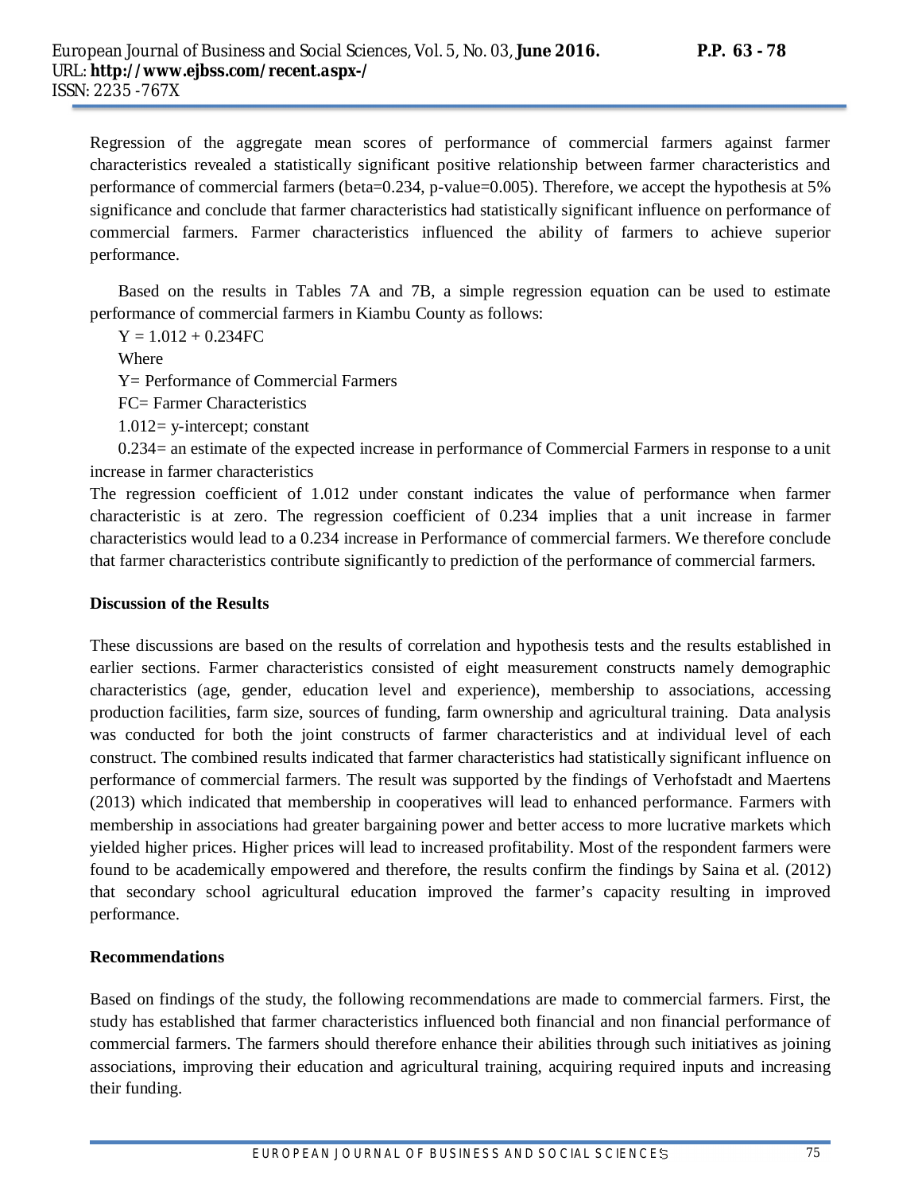Regression of the aggregate mean scores of performance of commercial farmers against farmer characteristics revealed a statistically significant positive relationship between farmer characteristics and performance of commercial farmers (beta=0.234, p-value=0.005). Therefore, we accept the hypothesis at 5% significance and conclude that farmer characteristics had statistically significant influence on performance of commercial farmers. Farmer characteristics influenced the ability of farmers to achieve superior performance.

Based on the results in Tables 7A and 7B, a simple regression equation can be used to estimate performance of commercial farmers in Kiambu County as follows:

$Y = 1.012 + 0.234FC$

Where

Y= Performance of Commercial Farmers

FC= Farmer Characteristics

1.012= y-intercept; constant

0.234= an estimate of the expected increase in performance of Commercial Farmers in response to a unit increase in farmer characteristics

The regression coefficient of 1.012 under constant indicates the value of performance when farmer characteristic is at zero. The regression coefficient of 0.234 implies that a unit increase in farmer characteristics would lead to a 0.234 increase in Performance of commercial farmers. We therefore conclude that farmer characteristics contribute significantly to prediction of the performance of commercial farmers.

**Discussion of the Results**

These discussions are based on the results of correlation and hypothesis tests and the results established in earlier sections. Farmer characteristics consisted of eight measurement constructs namely demographic characteristics (age, gender, education level and experience), membership to associations, accessing production facilities, farm size, sources of funding, farm ownership and agricultural training. Data analysis was conducted for both the joint constructs of farmer characteristics and at individual level of each construct. The combined results indicated that farmer characteristics had statistically significant influence on performance of commercial farmers. The result was supported by the findings of Verhofstadt and Maertens (2013) which indicated that membership in cooperatives will lead to enhanced performance. Farmers with membership in associations had greater bargaining power and better access to more lucrative markets which yielded higher prices. Higher prices will lead to increased profitability. Most of the respondent farmers were found to be academically empowered and therefore, the results confirm the findings by Saina et al. (2012) that secondary school agricultural education improved the farmer's capacity resulting in improved performance.

**Recommendations**

Based on findings of the study, the following recommendations are made to commercial farmers. First, the study has established that farmer characteristics influenced both financial and non financial performance of commercial farmers. The farmers should therefore enhance their abilities through such initiatives as joining associations, improving their education and agricultural training, acquiring required inputs and increasing their funding.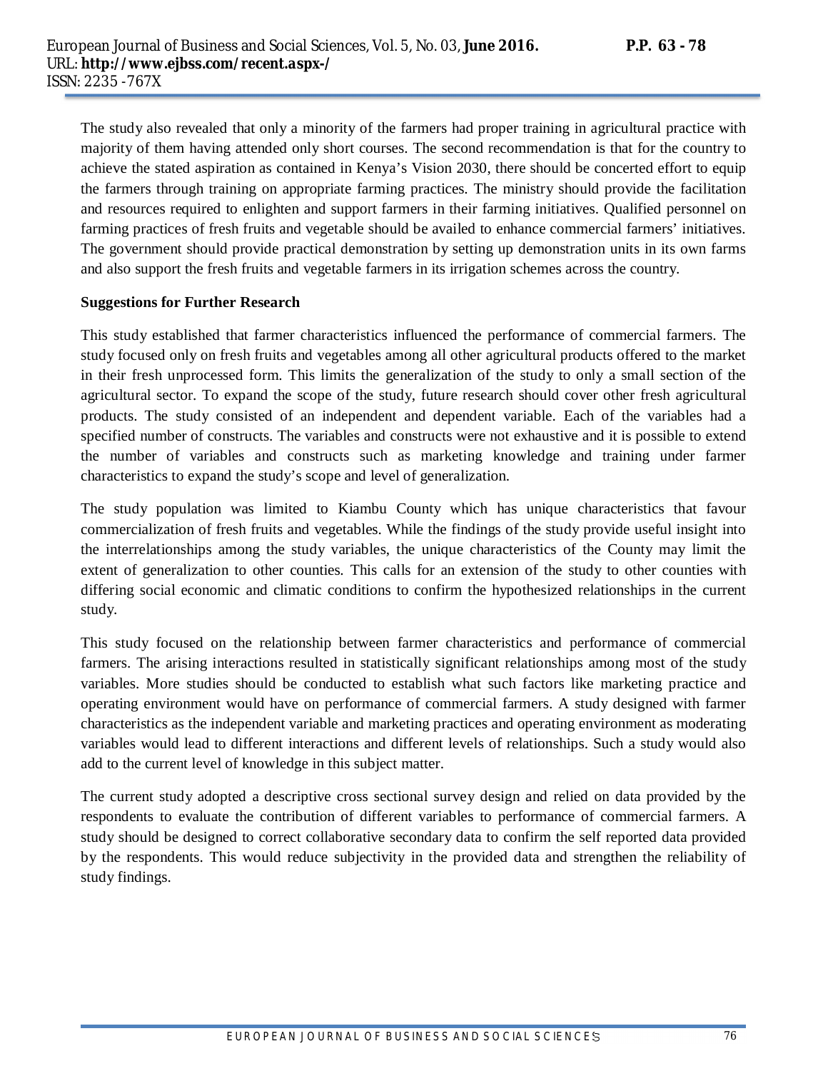The study also revealed that only a minority of the farmers had proper training in agricultural practice with majority of them having attended only short courses. The second recommendation is that for the country to achieve the stated aspiration as contained in Kenya's Vision 2030, there should be concerted effort to equip the farmers through training on appropriate farming practices. The ministry should provide the facilitation and resources required to enlighten and support farmers in their farming initiatives. Qualified personnel on farming practices of fresh fruits and vegetable should be availed to enhance commercial farmers' initiatives. The government should provide practical demonstration by setting up demonstration units in its own farms and also support the fresh fruits and vegetable farmers in its irrigation schemes across the country.

**Suggestions for Further Research**

This study established that farmer characteristics influenced the performance of commercial farmers. The study focused only on fresh fruits and vegetables among all other agricultural products offered to the market in their fresh unprocessed form. This limits the generalization of the study to only a small section of the agricultural sector. To expand the scope of the study, future research should cover other fresh agricultural products. The study consisted of an independent and dependent variable. Each of the variables had a specified number of constructs. The variables and constructs were not exhaustive and it is possible to extend the number of variables and constructs such as marketing knowledge and training under farmer characteristics to expand the study's scope and level of generalization.

The study population was limited to Kiambu County which has unique characteristics that favour commercialization of fresh fruits and vegetables. While the findings of the study provide useful insight into the interrelationships among the study variables, the unique characteristics of the County may limit the extent of generalization to other counties. This calls for an extension of the study to other counties with differing social economic and climatic conditions to confirm the hypothesized relationships in the current study.

This study focused on the relationship between farmer characteristics and performance of commercial farmers. The arising interactions resulted in statistically significant relationships among most of the study variables. More studies should be conducted to establish what such factors like marketing practice and operating environment would have on performance of commercial farmers. A study designed with farmer characteristics as the independent variable and marketing practices and operating environment as moderating variables would lead to different interactions and different levels of relationships. Such a study would also add to the current level of knowledge in this subject matter.

The current study adopted a descriptive cross sectional survey design and relied on data provided by the respondents to evaluate the contribution of different variables to performance of commercial farmers. A study should be designed to correct collaborative secondary data to confirm the self reported data provided by the respondents. This would reduce subjectivity in the provided data and strengthen the reliability of study findings.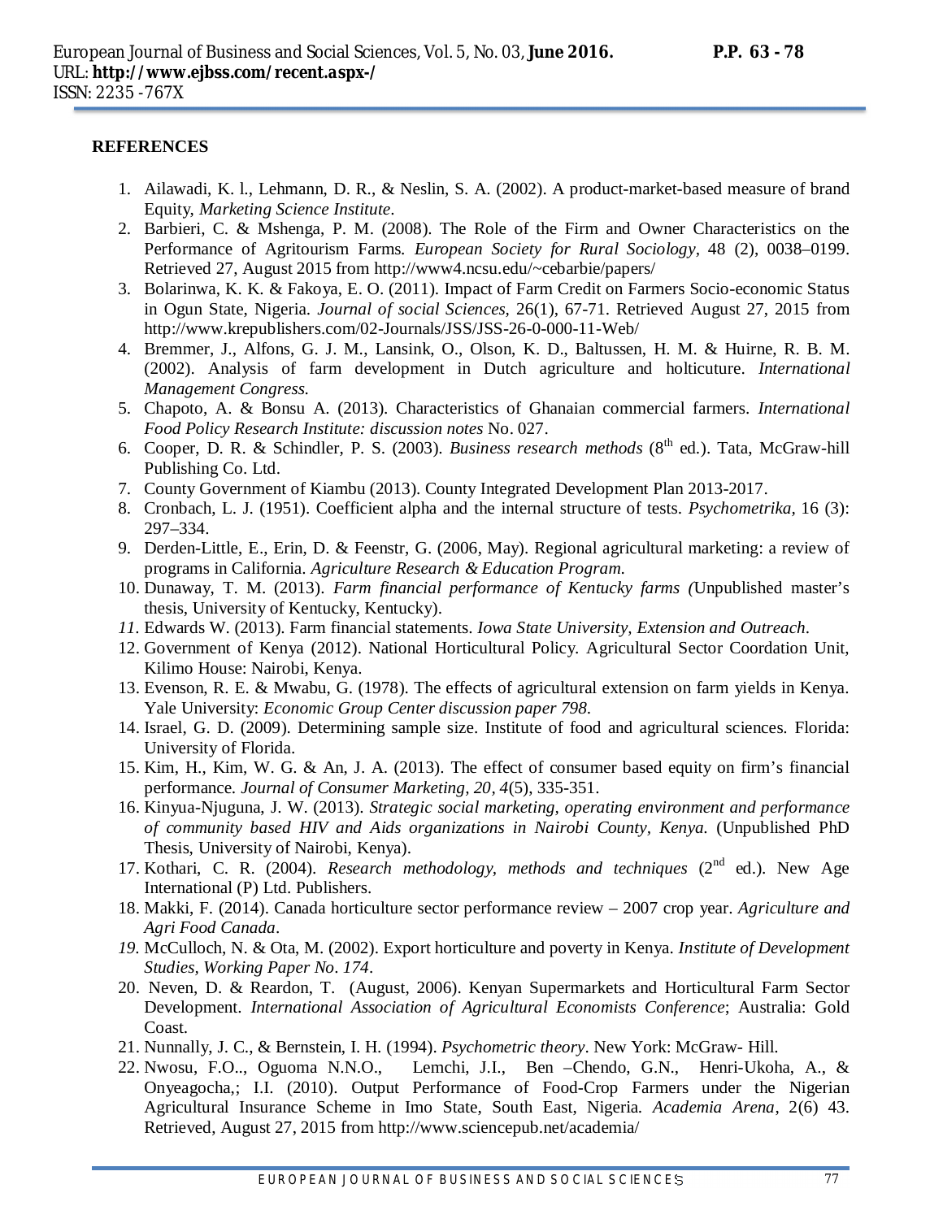**REFERENCES**

1. Ailawadi, K. l., Lehmann, D. R., & Neslin, S. A. (2002). A product-market-based measure of brand Equity, *Marketing Science Institute*.
2. Barbieri, C. & Mshenga, P. M. (2008). The Role of the Firm and Owner Characteristics on the Performance of Agritourism Farms. *European Society for Rural Sociology*, 48 (2), 0038–0199. Retrieved 27, August 2015 from http://www4.ncsu.edu/~cebarbie/papers/
3. Bolarinwa, K. K. & Fakoya, E. O. (2011). Impact of Farm Credit on Farmers Socio-economic Status in Ogun State, Nigeria. *Journal of social Sciences*, 26(1), 67-71. Retrieved August 27, 2015 from http://www.krepublishers.com/02-Journals/JSS/JSS-26-0-000-11-Web/
4. Bremmer, J., Alfons, G. J. M., Lansink, O., Olson, K. D., Baltussen, H. M. & Huirne, R. B. M. (2002). Analysis of farm development in Dutch agriculture and holticuture. *International Management Congress.*
5. Chapoto, A. & Bonsu A. (2013). Characteristics of Ghanaian commercial farmers. *International Food Policy Research Institute: discussion notes* No. 027.
6. Cooper, D. R. & Schindler, P. S. (2003). *Business research methods* (8th ed.). Tata, McGraw-hill Publishing Co. Ltd.
7. County Government of Kiambu (2013). County Integrated Development Plan 2013-2017.
8. Cronbach, L. J. (1951). Coefficient alpha and the internal structure of tests. *Psychometrika*, 16 (3): 297–334.
9. Derden-Little, E., Erin, D. & Feenstr, G. (2006, May). Regional agricultural marketing: a review of programs in California. *Agriculture Research & Education Program.*
10. Dunaway, T. M. (2013). *Farm financial performance of Kentucky farms (*Unpublished master's thesis, University of Kentucky, Kentucky).
11. Edwards W. (2013). Farm financial statements. *Iowa State University, Extension and Outreach*.
12. Government of Kenya (2012). National Horticultural Policy. Agricultural Sector Coordation Unit, Kilimo House: Nairobi, Kenya.
13. Evenson, R. E. & Mwabu, G. (1978). The effects of agricultural extension on farm yields in Kenya. Yale University: *Economic Group Center discussion paper 798.*
14. Israel, G. D. (2009). Determining sample size. Institute of food and agricultural sciences. Florida: University of Florida.
15. Kim, H., Kim, W. G. & An, J. A. (2013). The effect of consumer based equity on firm's financial performance. *Journal of Consumer Marketing, 20, 4*(5), 335-351.
16. Kinyua-Njuguna, J. W. (2013). *Strategic social marketing, operating environment and performance of community based HIV and Aids organizations in Nairobi County, Kenya.* (Unpublished PhD Thesis, University of Nairobi, Kenya).
17. Kothari, C. R. (2004). *Research methodology, methods and techniques* (2nd ed.). New Age International (P) Ltd. Publishers.
18. Makki, F. (2014). Canada horticulture sector performance review – 2007 crop year. *Agriculture and Agri Food Canada*.
19. McCulloch, N. & Ota, M. (2002). Export horticulture and poverty in Kenya. *Institute of Development Studies, Working Paper No. 174*.
20. Neven, D. & Reardon, T. (August, 2006). Kenyan Supermarkets and Horticultural Farm Sector Development. *International Association of Agricultural Economists Conference*; Australia: Gold Coast.
21. Nunnally, J. C., & Bernstein, I. H. (1994). *Psychometric theory*. New York: McGraw- Hill.
22. Nwosu, F.O.., Oguoma N.N.O., Lemchi, J.I., Ben –Chendo, G.N., Henri-Ukoha, A., & Onyeagocha,; I.I. (2010). Output Performance of Food-Crop Farmers under the Nigerian Agricultural Insurance Scheme in Imo State, South East, Nigeria. *Academia Arena*, 2(6) 43. Retrieved, August 27, 2015 from http://www.sciencepub.net/academia/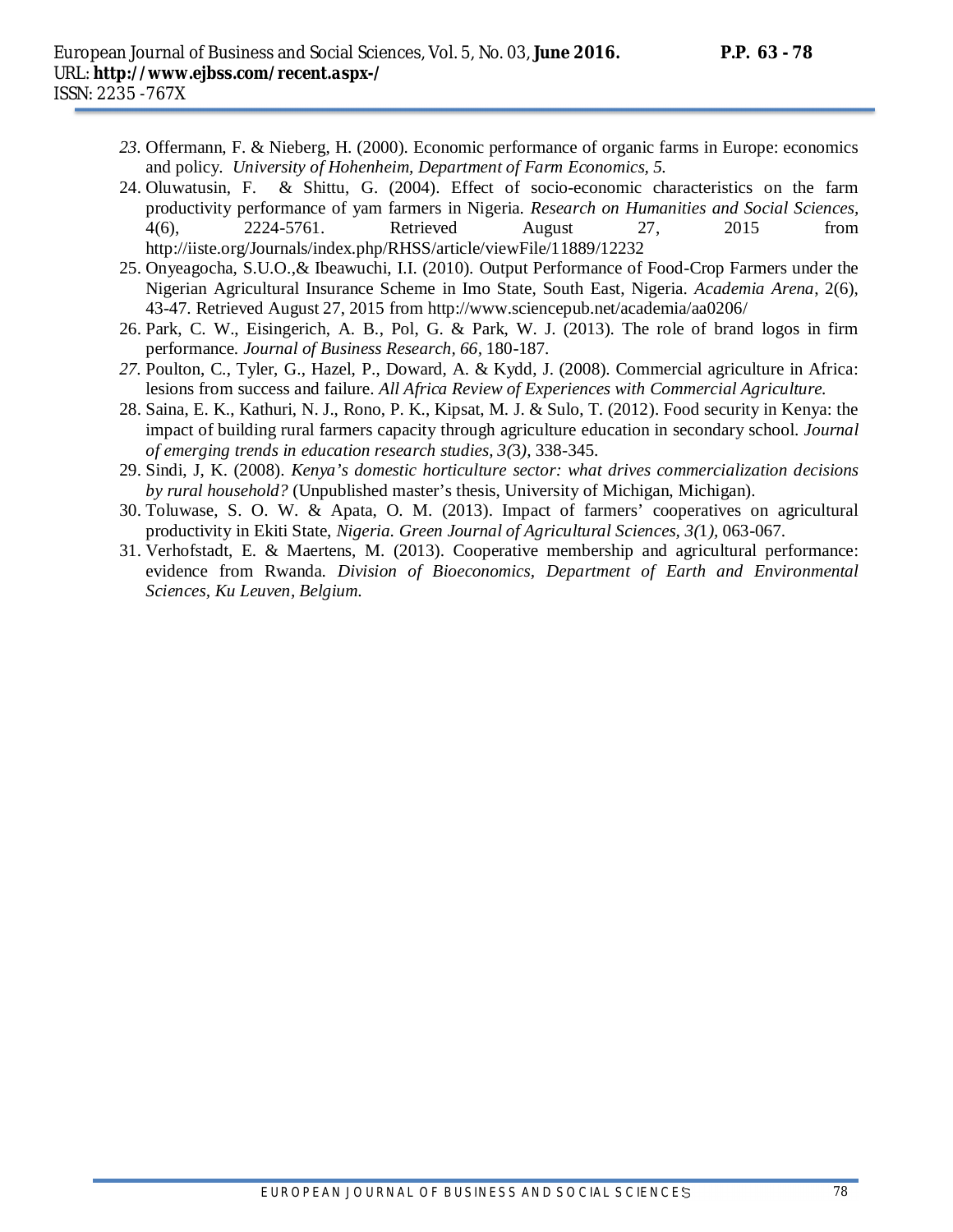23. Offermann, F. & Nieberg, H. (2000). Economic performance of organic farms in Europe: economics and policy. *University of Hohenheim, Department of Farm Economics, 5.*
24. Oluwatusin, F. & Shittu, G. (2004). Effect of socio-economic characteristics on the farm productivity performance of yam farmers in Nigeria. *Research on Humanities and Social Sciences,* 4(6), 2224-5761. Retrieved August 27, 2015 from http://iiste.org/Journals/index.php/RHSS/article/viewFile/11889/12232
25. Onyeagocha, S.U.O.,& Ibeawuchi, I.I. (2010). Output Performance of Food-Crop Farmers under the Nigerian Agricultural Insurance Scheme in Imo State, South East, Nigeria. *Academia Arena*, 2(6), 43-47. Retrieved August 27, 2015 from http://www.sciencepub.net/academia/aa0206/
26. Park, C. W., Eisingerich, A. B., Pol, G. & Park, W. J. (2013). The role of brand logos in firm performance. *Journal of Business Research, 66*, 180-187.
27. Poulton, C., Tyler, G., Hazel, P., Doward, A. & Kydd, J. (2008). Commercial agriculture in Africa: lesions from success and failure. *All Africa Review of Experiences with Commercial Agriculture.*
28. Saina, E. K., Kathuri, N. J., Rono, P. K., Kipsat, M. J. & Sulo, T. (2012). Food security in Kenya: the impact of building rural farmers capacity through agriculture education in secondary school. *Journal of emerging trends in education research studies, 3(*3*)*, 338-345.
29. Sindi, J, K. (2008). *Kenya's domestic horticulture sector: what drives commercialization decisions by rural household?* (Unpublished master's thesis, University of Michigan, Michigan).
30. Toluwase, S. O. W. & Apata, O. M. (2013). Impact of farmers' cooperatives on agricultural productivity in Ekiti State, *Nigeria. Green Journal of Agricultural Sciences, 3(*1*)*, 063-067.
31. Verhofstadt, E. & Maertens, M. (2013). Cooperative membership and agricultural performance: evidence from Rwanda. *Division of Bioeconomics, Department of Earth and Environmental Sciences, Ku Leuven, Belgium.*